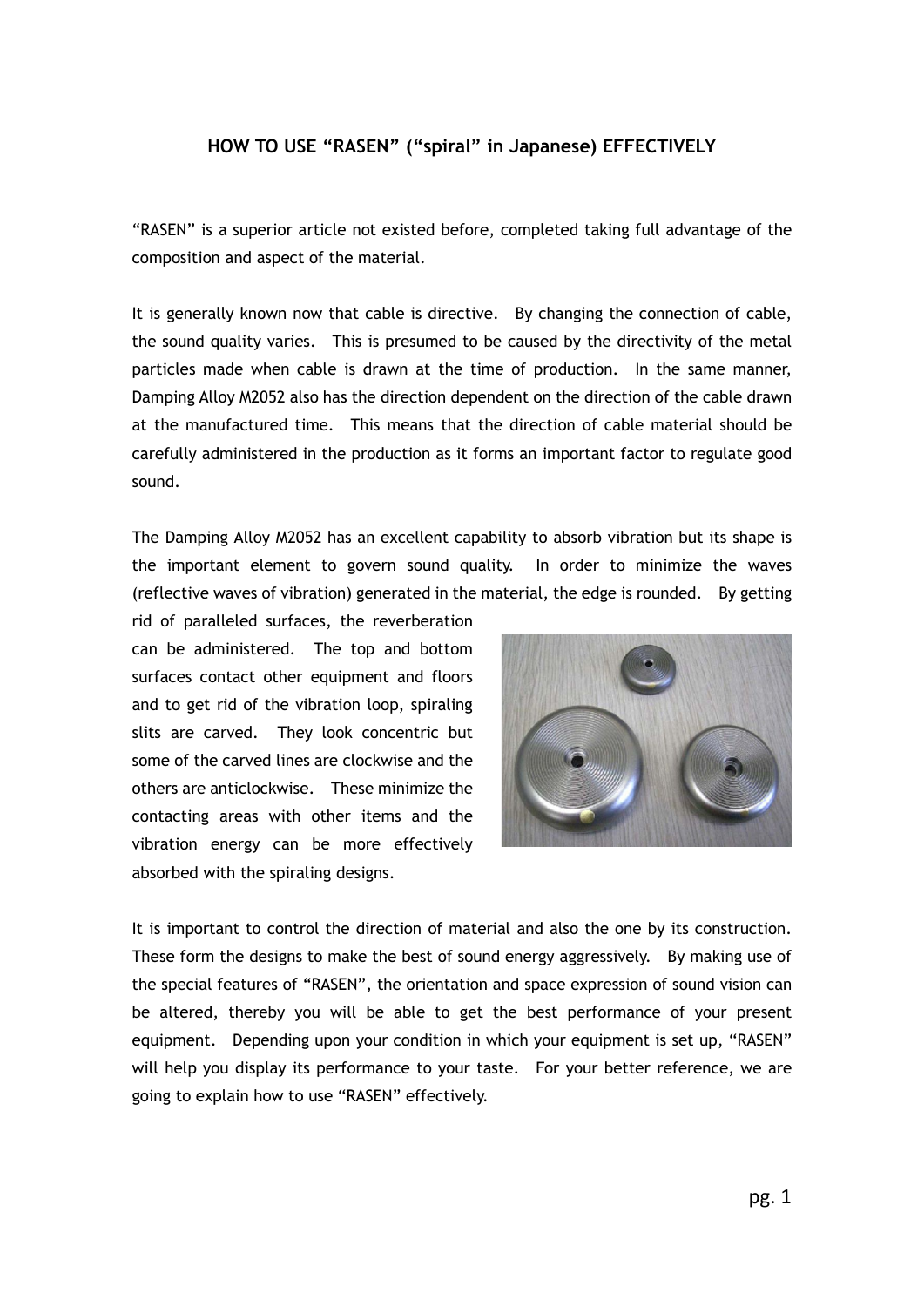# HOW TO USE "RASEN" ("spiral" in Japanese) EFFECTIVELY

"RASEN" is a superior article not existed before, completed taking full advantage of the composition and aspect of the material.

It is generally known now that cable is directive. By changing the connection of cable, the sound quality varies. This is presumed to be caused by the directivity of the metal particles made when cable is drawn at the time of production. In the same manner, Damping Alloy M2052 also has the direction dependent on the direction of the cable drawn at the manufactured time. This means that the direction of cable material should be carefully administered in the production as it forms an important factor to regulate good sound.

The Damping Alloy M2052 has an excellent capability to absorb vibration but its shape is the important element to govern sound quality. In order to minimize the waves (reflective waves of vibration) generated in the material, the edge is rounded. By getting rid of paralleled surfaces, the reverberation can be administered. The top and bottom surfaces contact other equipment and floors and to get rid of the vibration loop, spiraling slits are carved. They look concentric but some of the carved lines are clockwise and the others are anticlockwise. These minimize the contacting areas with other items and the vibration energy can be more effectively absorbed with the spiraling designs.

It is important to control the direction of material and also the one by its construction. These form the designs to make the best of sound energy aggressively. By making use of the special features of "RASEN", the orientation and space expression of sound vision can be altered, thereby you will be able to get the best performance of your present equipment. Depending upon your condition in which your equipment is set up, "RASEN" will help you display its performance to your taste. For your better reference, we are going to explain how to use "RASEN" effectively.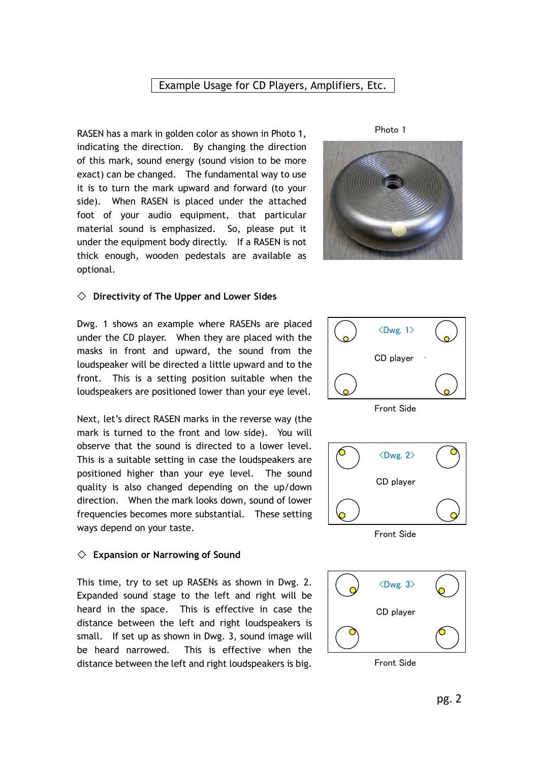# Example Usage for CD Players, Amplifiers, Etc.

RASEN has a mark in golden color as shown in Photo 1, indicating the direction. By changing the direction of this mark, sound energy (sound vision to be more exact) can be changed. The fundamental way to use it is to turn the mark upward and forward (to your side). When RASEN is placed under the attached foot of your audio equipment, that particular material sound is emphasized. So, please put it under the equipment body directly. If a RASEN is not thick enough, wooden pedestals are available as optional.

Photo 1

## ◇ Directivity of The Upper and Lower Sides

Dwg. 1 shows an example where RASENs are placed under the CD player. When they are placed with the masks in front and upward, the sound from the loudspeaker will be directed a little upward and to the front. This is a setting position suitable when the loudspeakers are positioned lower than your eye level.

<Dwg. 1>
CD player
Front Side

Next, let's direct RASEN marks in the reverse way (the mark is turned to the front and low side). You will observe that the sound is directed to a lower level. This is a suitable setting in case the loudspeakers are positioned higher than your eye level. The sound quality is also changed depending on the up/down direction. When the mark looks down, sound of lower frequencies becomes more substantial. These setting ways depend on your taste.

<Dwg. 2>
CD player
Front Side

## ◇ Expansion or Narrowing of Sound

This time, try to set up RASENs as shown in Dwg. 2. Expanded sound stage to the left and right will be heard in the space. This is effective in case the distance between the left and right loudspeakers is small. If set up as shown in Dwg. 3, sound image will be heard narrowed. This is effective when the distance between the left and right loudspeakers is big.

<Dwg. 3>
CD player
Front Side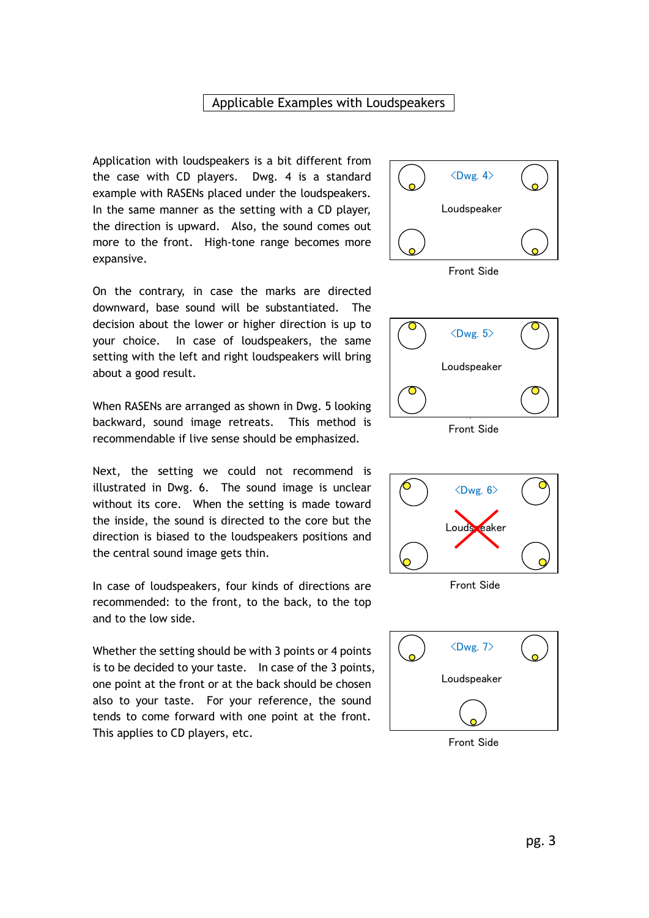# Applicable Examples with Loudspeakers

Application with loudspeakers is a bit different from the case with CD players. Dwg. 4 is a standard example with RASENs placed under the loudspeakers. In the same manner as the setting with a CD player, the direction is upward. Also, the sound comes out more to the front. High-tone range becomes more expansive.

On the contrary, in case the marks are directed downward, base sound will be substantiated. The decision about the lower or higher direction is up to your choice. In case of loudspeakers, the same setting with the left and right loudspeakers will bring about a good result.

When RASENs are arranged as shown in Dwg. 5 looking backward, sound image retreats. This method is recommendable if live sense should be emphasized.

Next, the setting we could not recommend is illustrated in Dwg. 6. The sound image is unclear without its core. When the setting is made toward the inside, the sound is directed to the core but the direction is biased to the loudspeakers positions and the central sound image gets thin.

In case of loudspeakers, four kinds of directions are recommended: to the front, to the back, to the top and to the low side.

Whether the setting should be with 3 points or 4 points is to be decided to your taste. In case of the 3 points, one point at the front or at the back should be chosen also to your taste. For your reference, the sound tends to come forward with one point at the front. This applies to CD players, etc.

<Dwg. 4>

Loudspeaker

Front Side

<Dwg. 5>

Loudspeaker

Front Side

<Dwg. 6>

Loudspeaker

Front Side

<Dwg. 7>

Loudspeaker

Front Side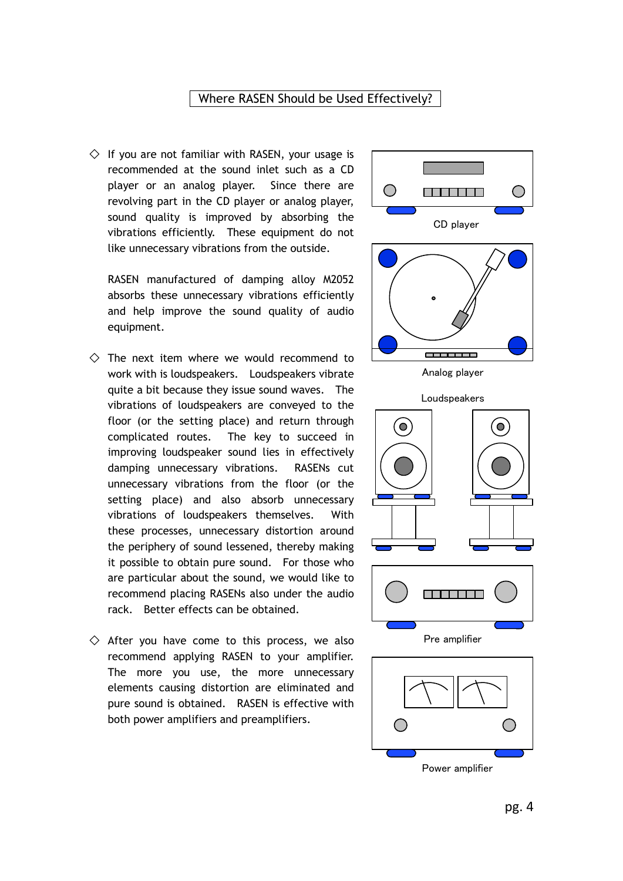## Where RASEN Should be Used Effectively?

◇ If you are not familiar with RASEN, your usage is recommended at the sound inlet such as a CD player or an analog player. Since there are revolving part in the CD player or analog player, sound quality is improved by absorbing the vibrations efficiently. These equipment do not like unnecessary vibrations from the outside.

RASEN manufactured of damping alloy M2052 absorbs these unnecessary vibrations efficiently and help improve the sound quality of audio equipment.

◇ The next item where we would recommend to work with is loudspeakers. Loudspeakers vibrate quite a bit because they issue sound waves. The vibrations of loudspeakers are conveyed to the floor (or the setting place) and return through complicated routes. The key to succeed in improving loudspeaker sound lies in effectively damping unnecessary vibrations. RASENs cut unnecessary vibrations from the floor (or the setting place) and also absorb unnecessary vibrations of loudspeakers themselves. With these processes, unnecessary distortion around the periphery of sound lessened, thereby making it possible to obtain pure sound. For those who are particular about the sound, we would like to recommend placing RASENs also under the audio rack. Better effects can be obtained.

◇ After you have come to this process, we also recommend applying RASEN to your amplifier. The more you use, the more unnecessary elements causing distortion are eliminated and pure sound is obtained. RASEN is effective with both power amplifiers and preamplifiers.

CD player

Analog player

Loudspeakers

Pre amplifier

Power amplifier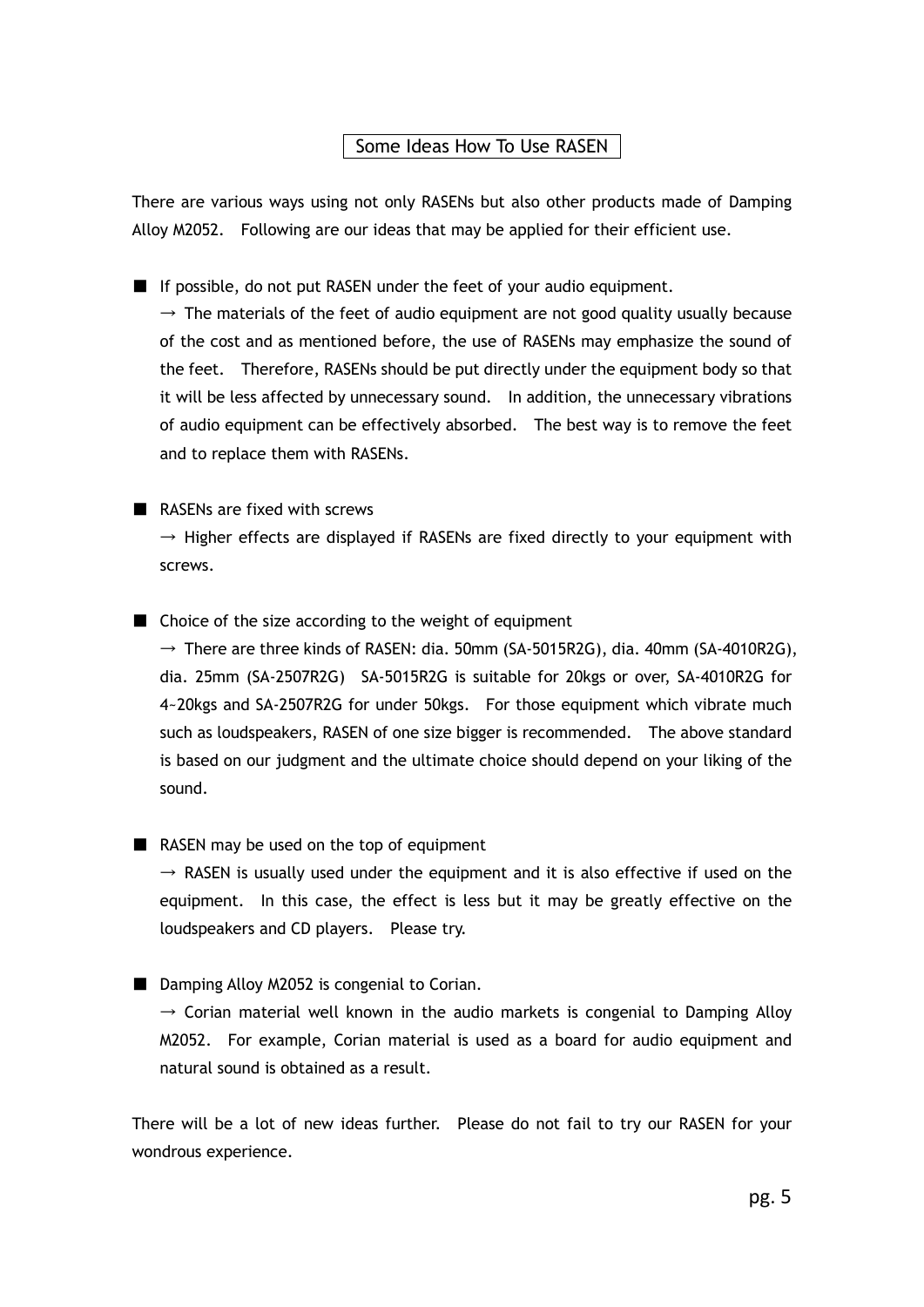## Some Ideas How To Use RASEN

There are various ways using not only RASENs but also other products made of Damping Alloy M2052. Following are our ideas that may be applied for their efficient use.

■ If possible, do not put RASEN under the feet of your audio equipment.
→ The materials of the feet of audio equipment are not good quality usually because of the cost and as mentioned before, the use of RASENs may emphasize the sound of the feet. Therefore, RASENs should be put directly under the equipment body so that it will be less affected by unnecessary sound. In addition, the unnecessary vibrations of audio equipment can be effectively absorbed. The best way is to remove the feet and to replace them with RASENs.

■ RASENs are fixed with screws
→ Higher effects are displayed if RASENs are fixed directly to your equipment with screws.

■ Choice of the size according to the weight of equipment
→ There are three kinds of RASEN: dia. 50mm (SA-5015R2G), dia. 40mm (SA-4010R2G), dia. 25mm (SA-2507R2G) SA-5015R2G is suitable for 20kgs or over, SA-4010R2G for 4~20kgs and SA-2507R2G for under 50kgs. For those equipment which vibrate much such as loudspeakers, RASEN of one size bigger is recommended. The above standard is based on our judgment and the ultimate choice should depend on your liking of the sound.

■ RASEN may be used on the top of equipment
→ RASEN is usually used under the equipment and it is also effective if used on the equipment. In this case, the effect is less but it may be greatly effective on the loudspeakers and CD players. Please try.

■ Damping Alloy M2052 is congenial to Corian.
→ Corian material well known in the audio markets is congenial to Damping Alloy M2052. For example, Corian material is used as a board for audio equipment and natural sound is obtained as a result.

There will be a lot of new ideas further. Please do not fail to try our RASEN for your wondrous experience.